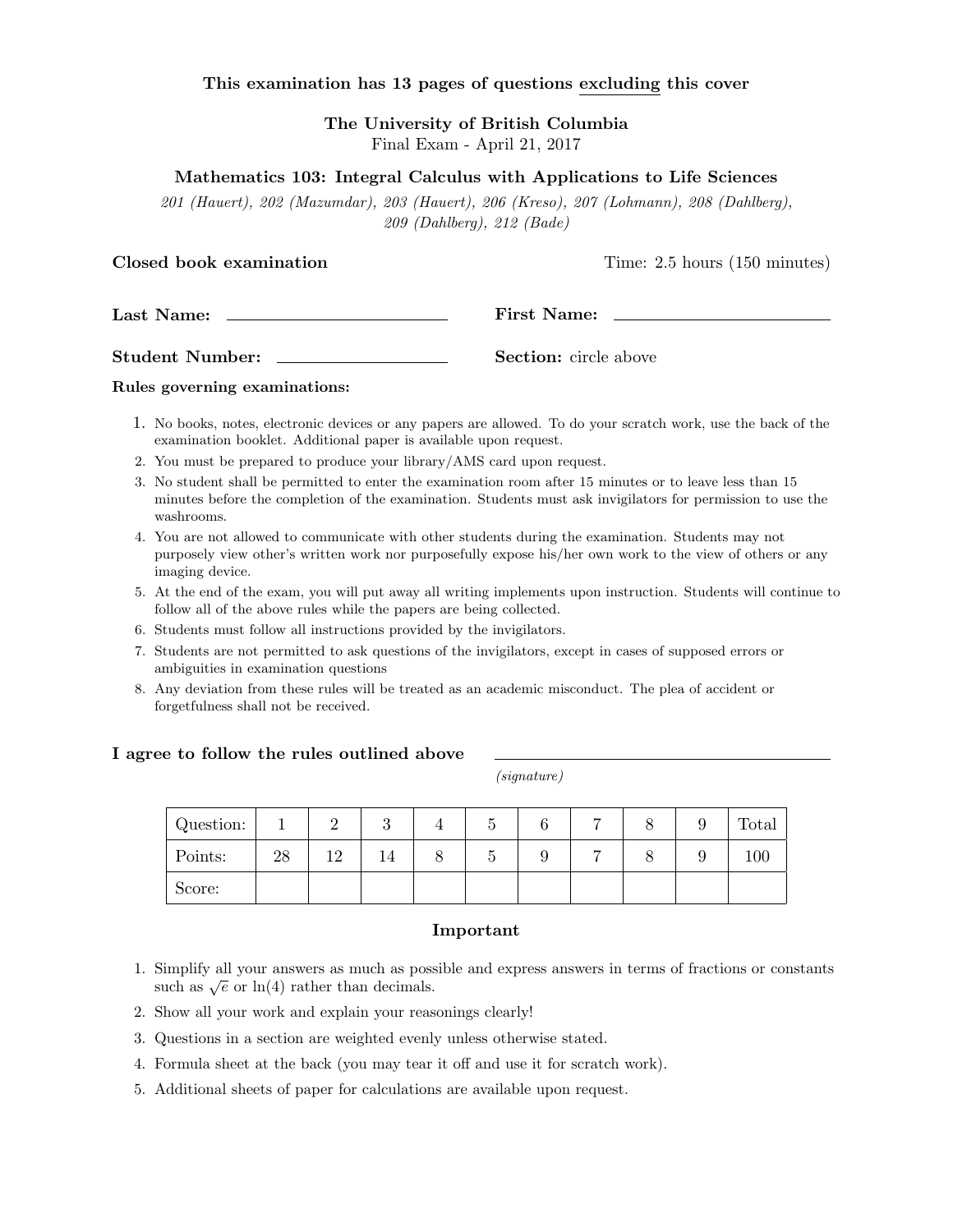**This examination has 13 pages of questions excluding this cover**

**The University of British Columbia**
Final Exam - April 21, 2017

**Mathematics 103: Integral Calculus with Applications to Life Sciences**

*201 (Hauert), 202 (Mazumdar), 203 (Hauert), 206 (Kreso), 207 (Lohmann), 208 (Dahlberg), 209 (Dahlberg), 212 (Bade)*

**Closed book examination** Time: 2.5 hours (150 minutes)

**Last Name:** ______________________ **First Name:** ______________________

**Student Number:** ______________________ **Section:** circle above

**Rules governing examinations:**

1. No books, notes, electronic devices or any papers are allowed. To do your scratch work, use the back of the examination booklet. Additional paper is available upon request.
2. You must be prepared to produce your library/AMS card upon request.
3. No student shall be permitted to enter the examination room after 15 minutes or to leave less than 15 minutes before the completion of the examination. Students must ask invigilators for permission to use the washrooms.
4. You are not allowed to communicate with other students during the examination. Students may not purposely view other's written work nor purposefully expose his/her own work to the view of others or any imaging device.
5. At the end of the exam, you will put away all writing implements upon instruction. Students will continue to follow all of the above rules while the papers are being collected.
6. Students must follow all instructions provided by the invigilators.
7. Students are not permitted to ask questions of the invigilators, except in cases of supposed errors or ambiguities in examination questions
8. Any deviation from these rules will be treated as an academic misconduct. The plea of accident or forgetfulness shall not be received.

**I agree to follow the rules outlined above** ______________________________
*(signature)*

| Question: | 1 | 2 | 3 | 4 | 5 | 6 | 7 | 8 | 9 | Total |
|---|---|---|---|---|---|---|---|---|---|---|
| Points: | 28 | 12 | 14 | 8 | 5 | 9 | 7 | 8 | 9 | 100 |
| Score: | | | | | | | | | | |

**Important**

1. Simplify all your answers as much as possible and express answers in terms of fractions or constants such as $\sqrt{e}$ or $\ln(4)$ rather than decimals.
2. Show all your work and explain your reasonings clearly!
3. Questions in a section are weighted evenly unless otherwise stated.
4. Formula sheet at the back (you may tear it off and use it for scratch work).
5. Additional sheets of paper for calculations are available upon request.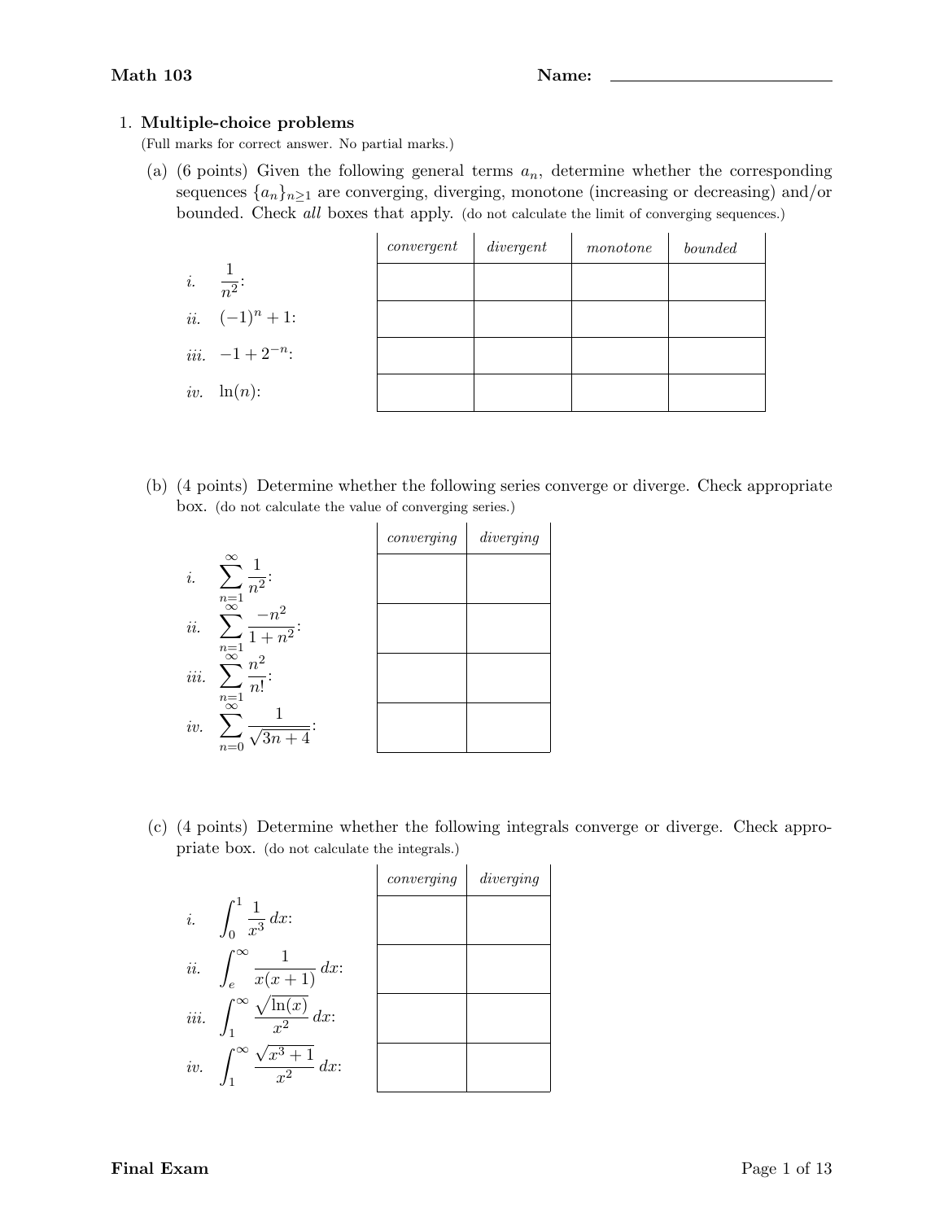Math 103 **Name:** ______________________

1. **Multiple-choice problems**

   (Full marks for correct answer. No partial marks.)

   (a) (6 points) Given the following general terms $a_n$, determine whether the corresponding sequences $\{a_n\}_{n\geq 1}$ are converging, diverging, monotone (increasing or decreasing) and/or bounded. Check *all* boxes that apply. (do not calculate the limit of converging sequences.)

| | *convergent* | *divergent* | *monotone* | *bounded* |
|---|---|---|---|---|
| *i.* $\frac{1}{n^2}$: | | | | |
| *ii.* $(-1)^n + 1$: | | | | |
| *iii.* $-1 + 2^{-n}$: | | | | |
| *iv.* $\ln(n)$: | | | | |

   (b) (4 points) Determine whether the following series converge or diverge. Check appropriate box. (do not calculate the value of converging series.)

| | *converging* | *diverging* |
|---|---|---|
| *i.* $\sum_{n=1}^{\infty} \frac{1}{n^2}$: | | |
| *ii.* $\sum_{n=1}^{\infty} \frac{-n^2}{1+n^2}$: | | |
| *iii.* $\sum_{n=1}^{\infty} \frac{n^2}{n!}$: | | |
| *iv.* $\sum_{n=0}^{\infty} \frac{1}{\sqrt{3n+4}}$: | | |

   (c) (4 points) Determine whether the following integrals converge or diverge. Check appropriate box. (do not calculate the integrals.)

| | *converging* | *diverging* |
|---|---|---|
| *i.* $\int_0^1 \frac{1}{x^3}\,dx$: | | |
| *ii.* $\int_e^{\infty} \frac{1}{x(x+1)}\,dx$: | | |
| *iii.* $\int_1^{\infty} \frac{\sqrt{\ln(x)}}{x^2}\,dx$: | | |
| *iv.* $\int_1^{\infty} \frac{\sqrt{x^3+1}}{x^2}\,dx$: | | |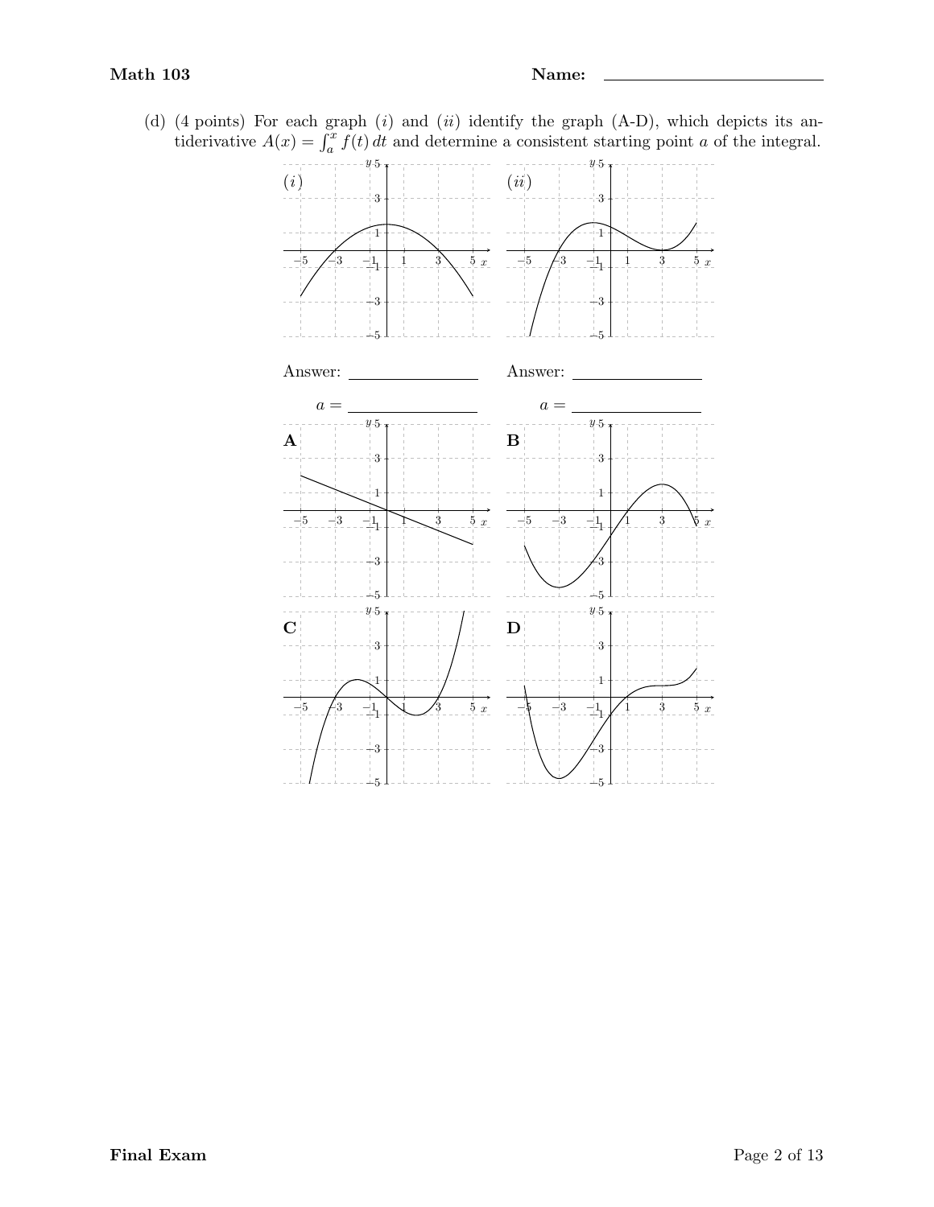(d) (4 points) For each graph $(i)$ and $(ii)$ identify the graph (A-D), which depicts its antiderivative $A(x) = \int_a^x f(t)\,dt$ and determine a consistent starting point $a$ of the integral.

$(i)$

$(ii)$

Answer: ________________ Answer: ________________

$a =$ ________________ $a =$ ________________

**A**

**B**

**C**

**D**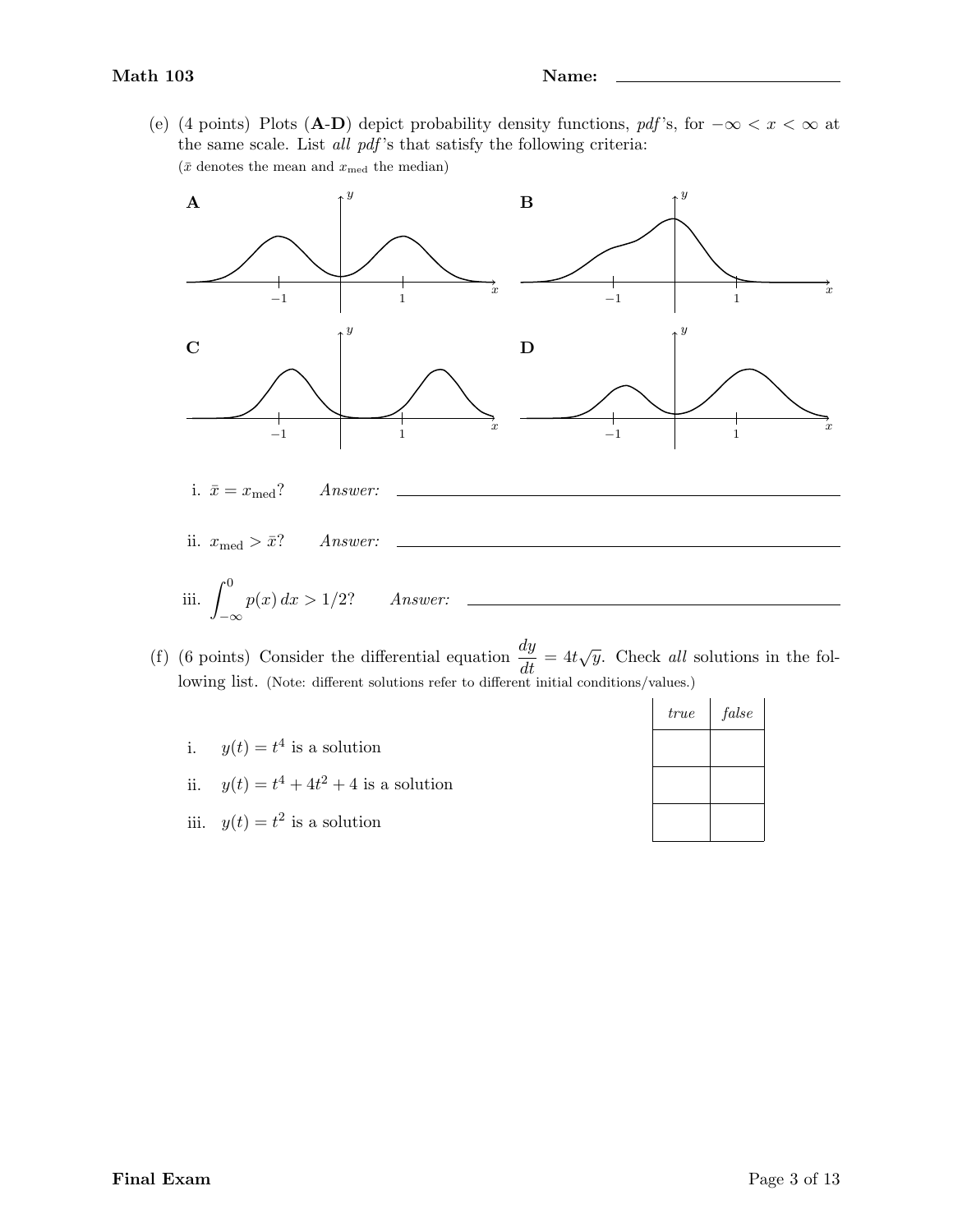(e) (4 points) Plots (**A**-**D**) depict probability density functions, *pdf*'s, for $-\infty < x < \infty$ at the same scale. List *all pdf*'s that satisfy the following criteria:

($\bar{x}$ denotes the mean and $x_{\text{med}}$ the median)

**A**

y

x

$-1$

$1$

**B**

y

x

$-1$

$1$

**C**

y

x

$-1$

$1$

**D**

y

x

$-1$

$1$

i. $\bar{x} = x_{\text{med}}$? *Answer:* \_\_\_\_\_\_\_\_\_\_\_\_\_\_\_\_\_\_\_\_\_\_\_\_

ii. $x_{\text{med}} > \bar{x}$? *Answer:* \_\_\_\_\_\_\_\_\_\_\_\_\_\_\_\_\_\_\_\_\_\_\_\_

iii. $\displaystyle\int_{-\infty}^{0} p(x)\,dx > 1/2$? *Answer:* \_\_\_\_\_\_\_\_\_\_\_\_\_\_\_\_\_\_\_\_\_\_\_\_

(f) (6 points) Consider the differential equation $\dfrac{dy}{dt} = 4t\sqrt{y}$. Check *all* solutions in the following list. (Note: different solutions refer to different initial conditions/values.)

| | *true* | *false* |
|---|---|---|
| i. $y(t) = t^4$ is a solution | | |
| ii. $y(t) = t^4 + 4t^2 + 4$ is a solution | | |
| iii. $y(t) = t^2$ is a solution | | |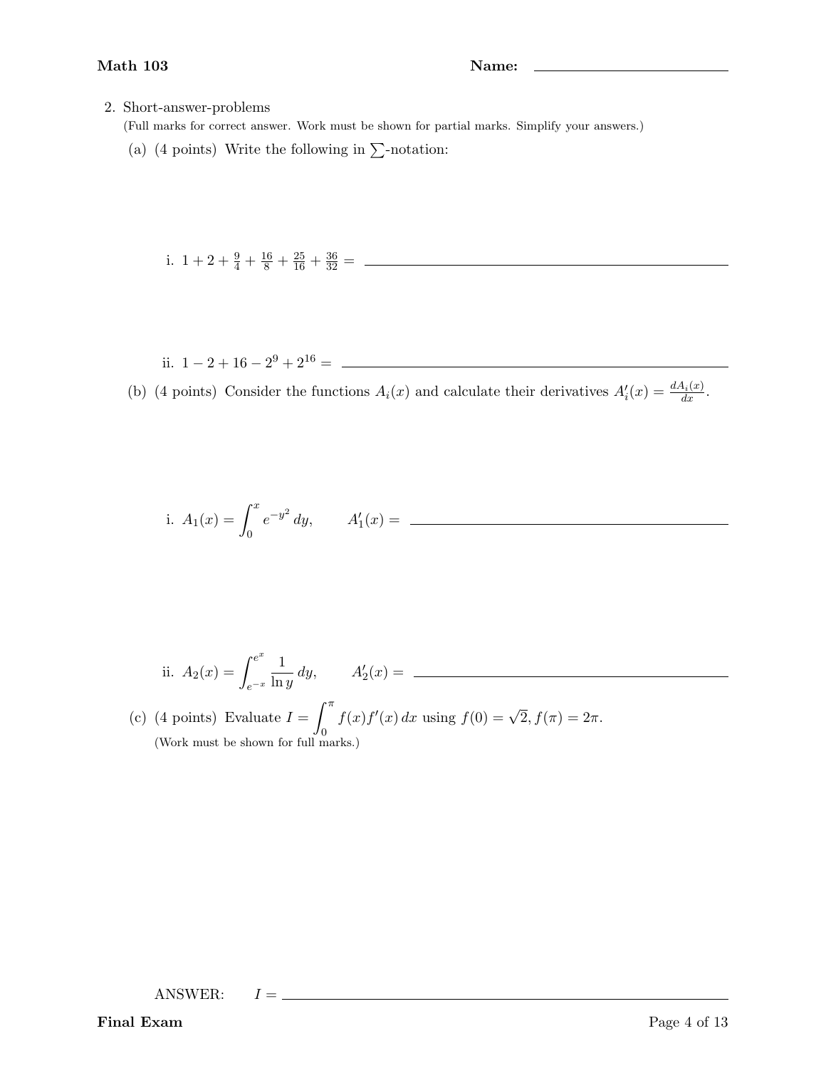**Math 103** **Name:** \_\_\_\_\_\_\_\_\_\_\_\_\_\_\_\_\_\_\_\_

2. Short-answer-problems
(Full marks for correct answer. Work must be shown for partial marks. Simplify your answers.)

(a) (4 points) Write the following in $\sum$-notation:

i. $1 + 2 + \frac{9}{4} + \frac{16}{8} + \frac{25}{16} + \frac{36}{32} =$ \_\_\_\_\_\_\_\_\_\_\_\_\_\_\_\_\_\_\_\_

ii. $1 - 2 + 16 - 2^9 + 2^{16} =$ \_\_\_\_\_\_\_\_\_\_\_\_\_\_\_\_\_\_\_\_

(b) (4 points) Consider the functions $A_i(x)$ and calculate their derivatives $A_i'(x) = \frac{dA_i(x)}{dx}$.

i. $A_1(x) = \int_0^x e^{-y^2}\,dy, \qquad A_1'(x) =$ \_\_\_\_\_\_\_\_\_\_\_\_\_\_\_\_\_\_\_\_

ii. $A_2(x) = \int_{e^{-x}}^{e^x} \frac{1}{\ln y}\,dy, \qquad A_2'(x) =$ \_\_\_\_\_\_\_\_\_\_\_\_\_\_\_\_\_\_\_\_

(c) (4 points) Evaluate $I = \int_0^\pi f(x)f'(x)\,dx$ using $f(0) = \sqrt{2}, f(\pi) = 2\pi$.
(Work must be shown for full marks.)

ANSWER: $I =$ \_\_\_\_\_\_\_\_\_\_\_\_\_\_\_\_\_\_\_\_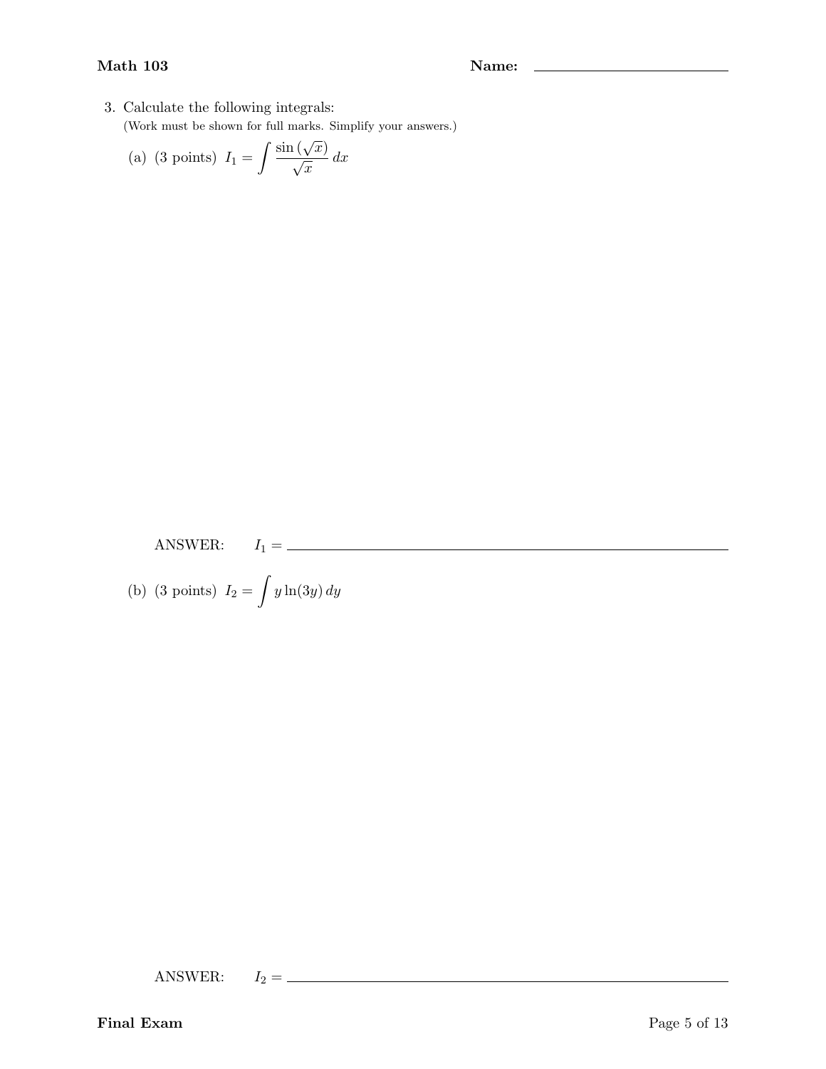3. Calculate the following integrals:
(Work must be shown for full marks. Simplify your answers.)

   (a) (3 points) $I_1 = \int \frac{\sin(\sqrt{x})}{\sqrt{x}}\,dx$

   ANSWER: $I_1 =$ \_\_\_\_\_\_\_\_\_\_\_\_\_\_\_\_\_\_\_\_\_\_\_\_\_\_\_\_\_\_

   (b) (3 points) $I_2 = \int y\ln(3y)\,dy$

   ANSWER: $I_2 =$ \_\_\_\_\_\_\_\_\_\_\_\_\_\_\_\_\_\_\_\_\_\_\_\_\_\_\_\_\_\_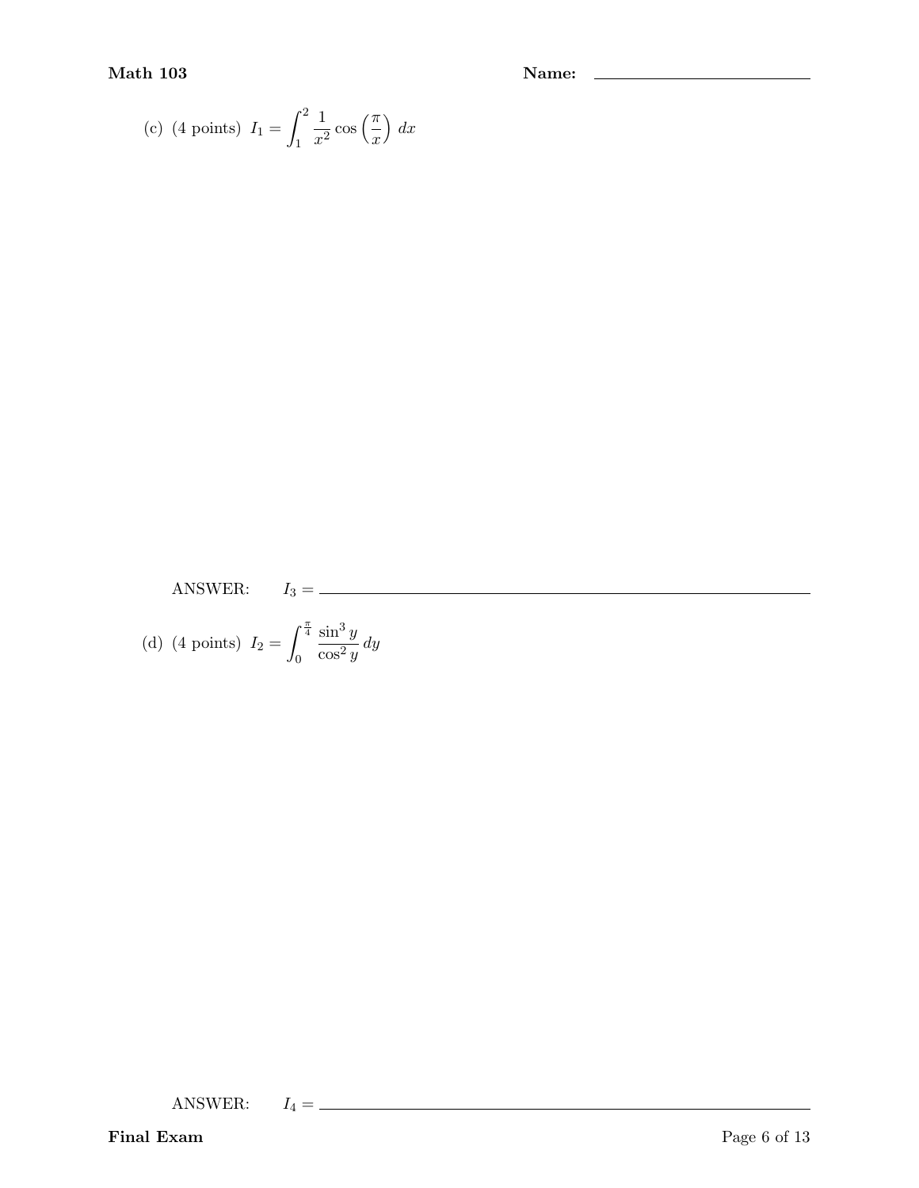(c) (4 points) $I_1 = \displaystyle\int_1^2 \frac{1}{x^2} \cos\left(\frac{\pi}{x}\right)\, dx$

ANSWER: $I_3 =$ \_\_\_\_\_\_\_\_\_\_\_\_\_\_\_\_\_\_\_\_\_\_\_\_\_\_\_\_\_\_

(d) (4 points) $I_2 = \displaystyle\int_0^{\frac{\pi}{4}} \frac{\sin^3 y}{\cos^2 y}\, dy$

ANSWER: $I_4 =$ \_\_\_\_\_\_\_\_\_\_\_\_\_\_\_\_\_\_\_\_\_\_\_\_\_\_\_\_\_\_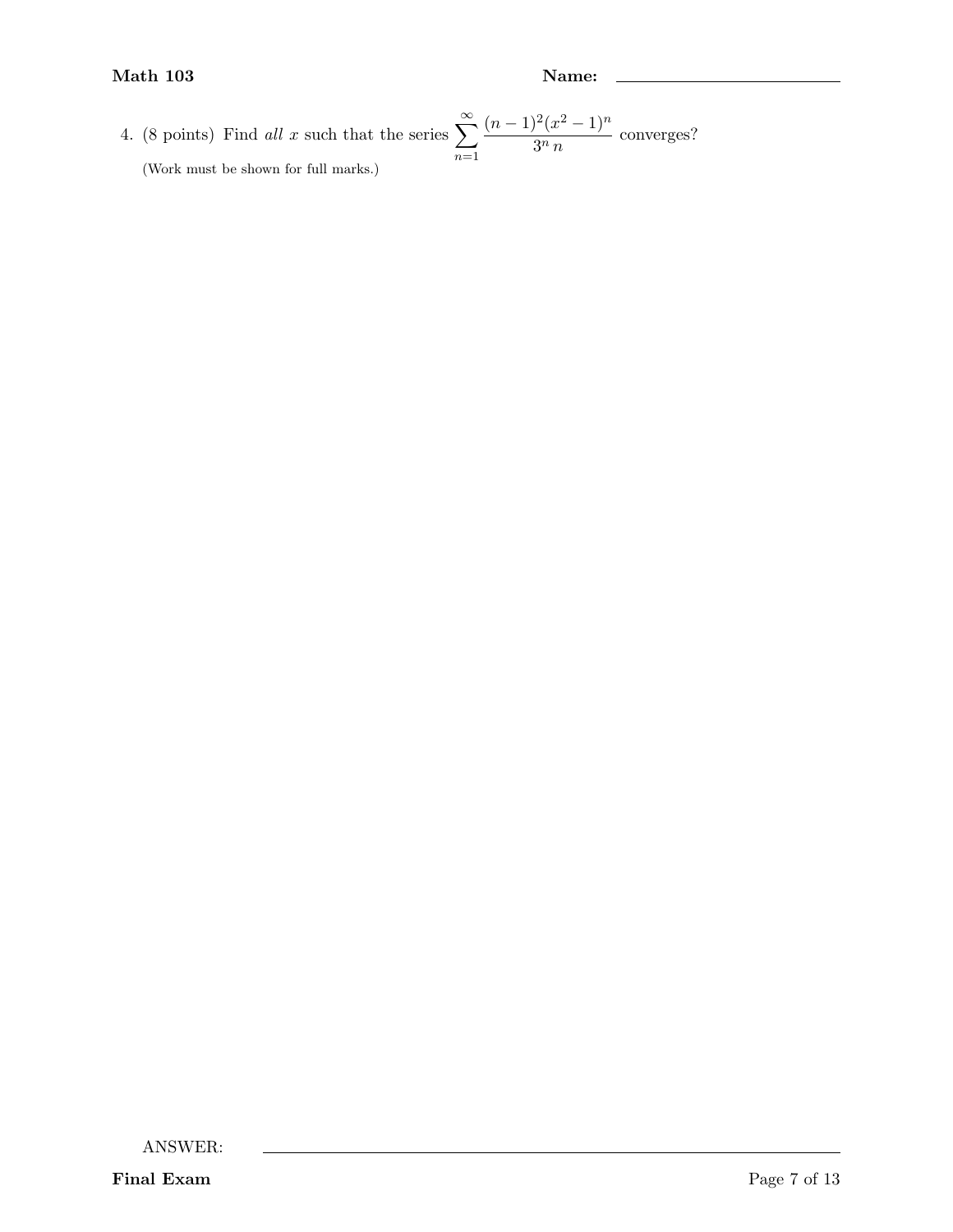**Math 103** **Name:** \_\_\_\_\_\_\_\_\_\_\_\_\_\_\_\_\_\_\_\_\_\_

4. (8 points) Find *all* $x$ such that the series $\displaystyle\sum_{n=1}^{\infty} \frac{(n-1)^2(x^2-1)^n}{3^n\, n}$ converges?

(Work must be shown for full marks.)

ANSWER: \_\_\_\_\_\_\_\_\_\_\_\_\_\_\_\_\_\_\_\_\_\_\_\_\_\_\_\_\_\_\_\_\_\_\_\_\_\_\_\_\_\_\_\_

**Final Exam**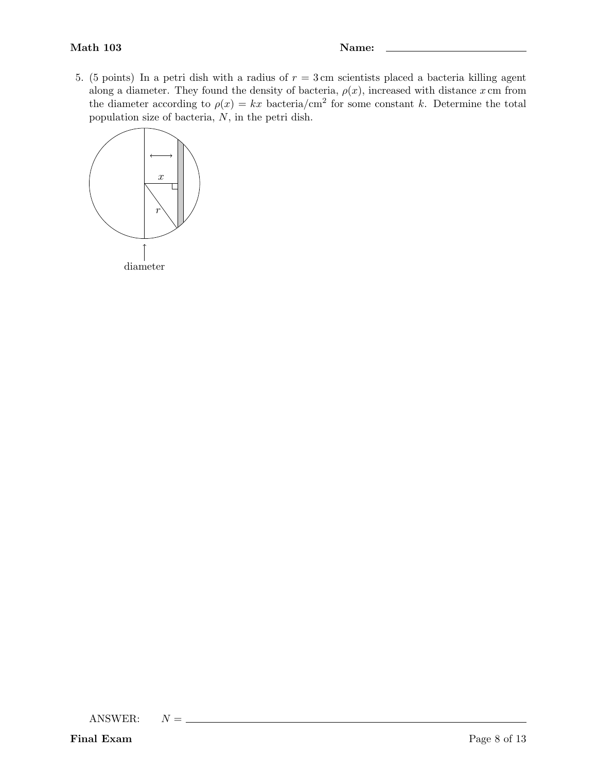5. (5 points) In a petri dish with a radius of $r = 3\,\text{cm}$ scientists placed a bacteria killing agent along a diameter. They found the density of bacteria, $\rho(x)$, increased with distance $x\,\text{cm}$ from the diameter according to $\rho(x) = kx$ bacteria/cm$^2$ for some constant $k$. Determine the total population size of bacteria, $N$, in the petri dish.

ANSWER: $N =$ \_\_\_\_\_\_\_\_\_\_\_\_\_\_\_\_\_\_\_\_\_\_\_\_\_\_\_\_\_\_\_\_\_\_\_\_\_\_\_\_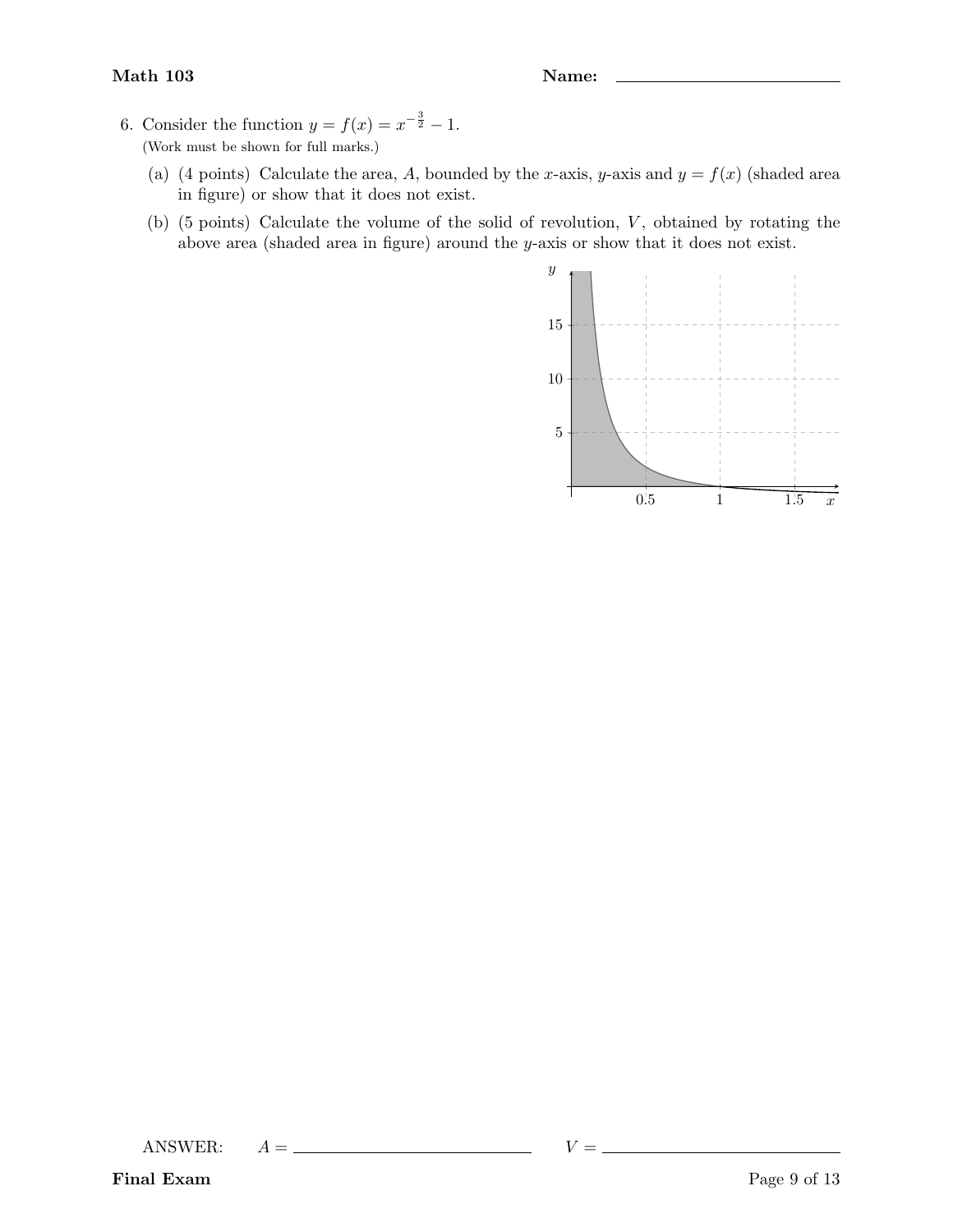6. Consider the function $y = f(x) = x^{-\frac{3}{2}} - 1$.
(Work must be shown for full marks.)

(a) (4 points) Calculate the area, $A$, bounded by the $x$-axis, $y$-axis and $y = f(x)$ (shaded area in figure) or show that it does not exist.

(b) (5 points) Calculate the volume of the solid of revolution, $V$, obtained by rotating the above area (shaded area in figure) around the $y$-axis or show that it does not exist.

y
15
10
5
0.5
1
1.5
x

ANSWER: $A =$ \_\_\_\_\_\_\_\_\_\_\_\_\_\_\_\_\_\_ $V =$ \_\_\_\_\_\_\_\_\_\_\_\_\_\_\_\_\_\_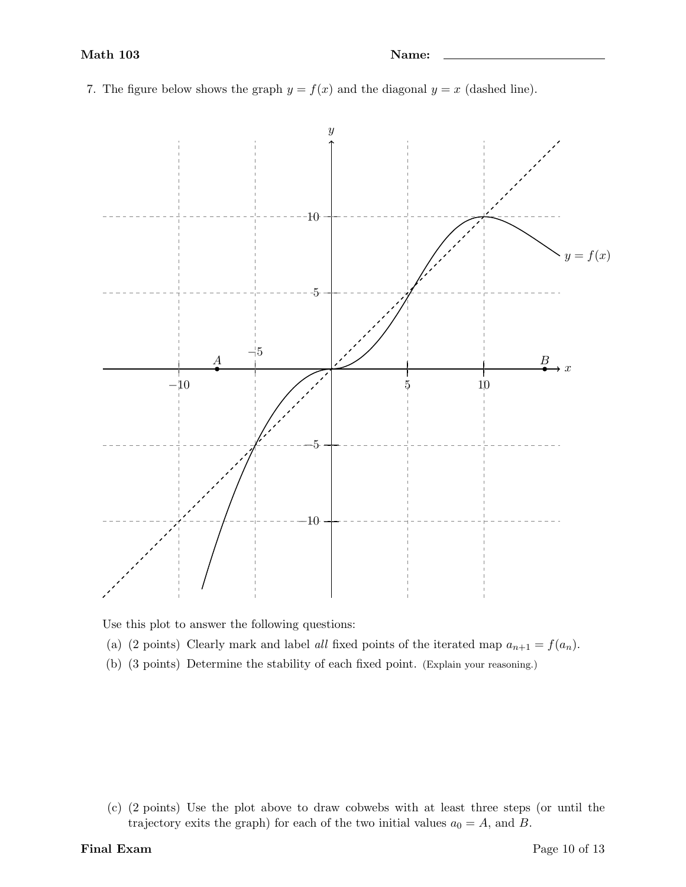7. The figure below shows the graph $y = f(x)$ and the diagonal $y = x$ (dashed line).

$y$

$x$

10

5

$-5$

$-10$

$-10$

$-5$

5

10

$A$

$B$

$y = f(x)$

Use this plot to answer the following questions:

(a) (2 points) Clearly mark and label *all* fixed points of the iterated map $a_{n+1} = f(a_n)$.

(b) (3 points) Determine the stability of each fixed point. (Explain your reasoning.)

(c) (2 points) Use the plot above to draw cobwebs with at least three steps (or until the trajectory exits the graph) for each of the two initial values $a_0 = A$, and $B$.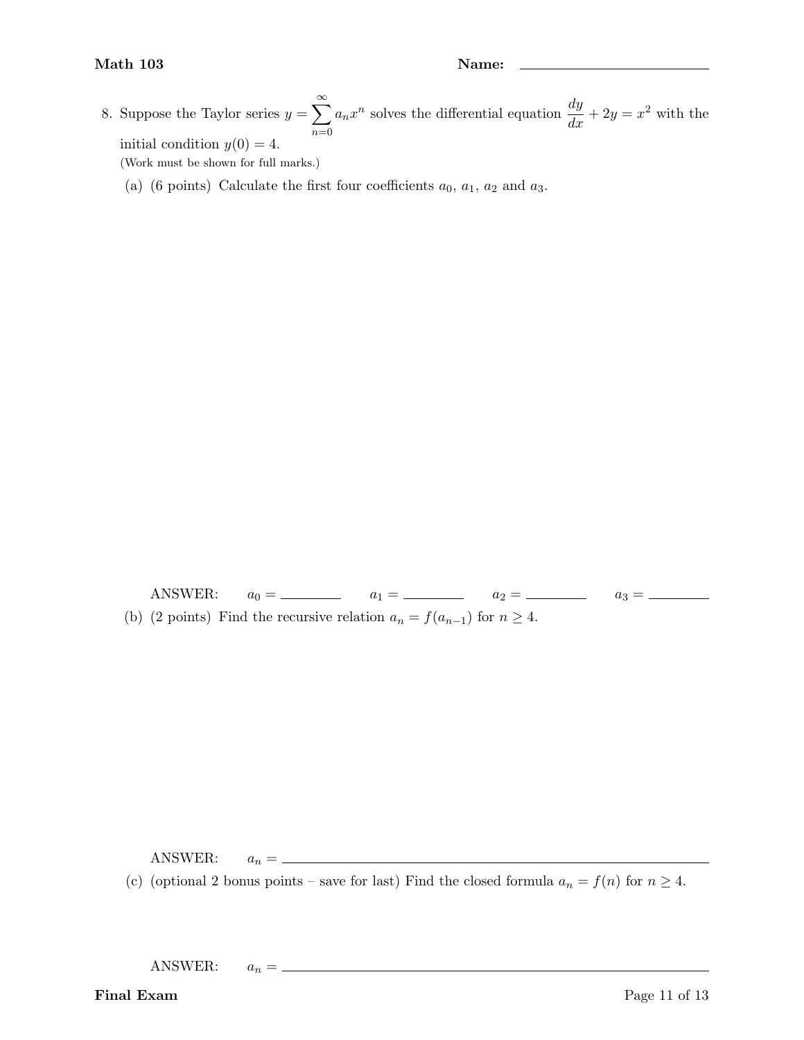8. Suppose the Taylor series $y = \sum_{n=0}^{\infty} a_n x^n$ solves the differential equation $\frac{dy}{dx} + 2y = x^2$ with the initial condition $y(0) = 4$.
(Work must be shown for full marks.)

(a) (6 points) Calculate the first four coefficients $a_0$, $a_1$, $a_2$ and $a_3$.

ANSWER: $a_0 =$ ________ $a_1 =$ ________ $a_2 =$ ________ $a_3 =$ ________

(b) (2 points) Find the recursive relation $a_n = f(a_{n-1})$ for $n \geq 4$.

ANSWER: $a_n =$ ________________________________

(c) (optional 2 bonus points – save for last) Find the closed formula $a_n = f(n)$ for $n \geq 4$.

ANSWER: $a_n =$ ________________________________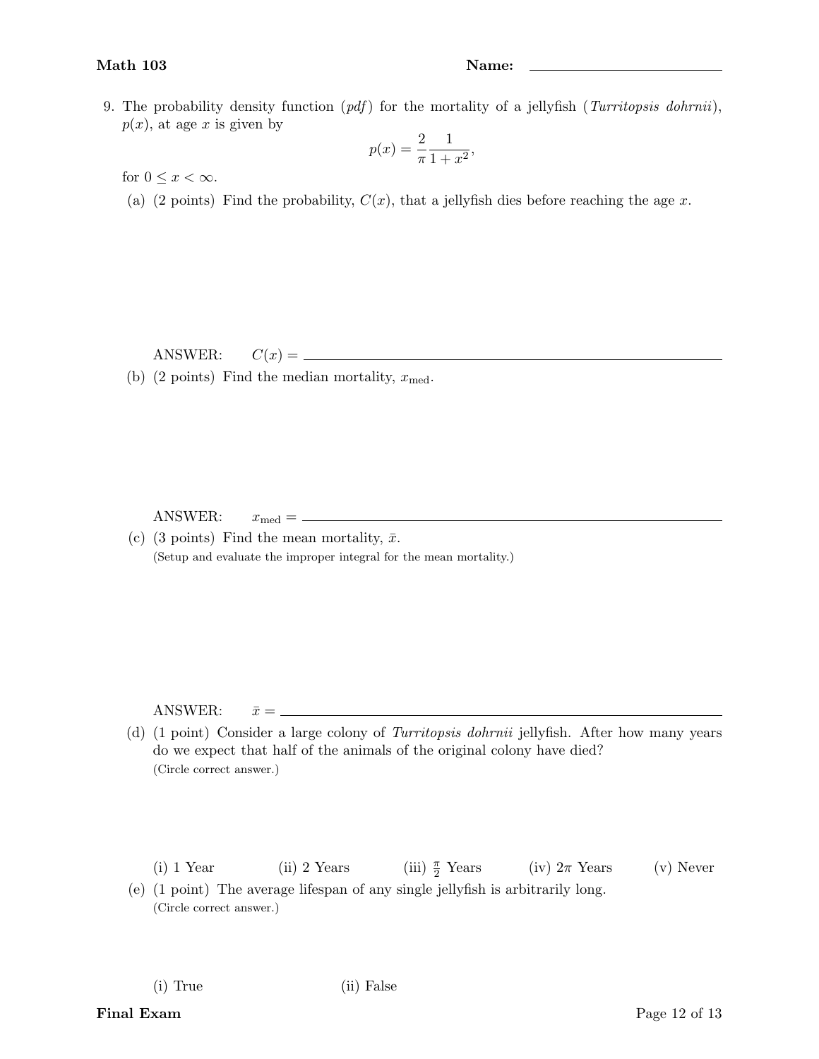9. The probability density function (*pdf*) for the mortality of a jellyfish (*Turritopsis dohrnii*), $p(x)$, at age $x$ is given by

$$p(x) = \frac{2}{\pi} \frac{1}{1 + x^2},$$

for $0 \le x < \infty$.

(a) (2 points) Find the probability, $C(x)$, that a jellyfish dies before reaching the age $x$.

ANSWER: $C(x) =$ ______________________

(b) (2 points) Find the median mortality, $x_{\text{med}}$.

ANSWER: $x_{\text{med}} =$ ______________________

(c) (3 points) Find the mean mortality, $\bar{x}$.
(Setup and evaluate the improper integral for the mean mortality.)

ANSWER: $\bar{x} =$ ______________________

(d) (1 point) Consider a large colony of *Turritopsis dohrnii* jellyfish. After how many years do we expect that half of the animals of the original colony have died?
(Circle correct answer.)

(i) 1 Year (ii) 2 Years (iii) $\frac{\pi}{2}$ Years (iv) $2\pi$ Years (v) Never

(e) (1 point) The average lifespan of any single jellyfish is arbitrarily long.
(Circle correct answer.)

(i) True (ii) False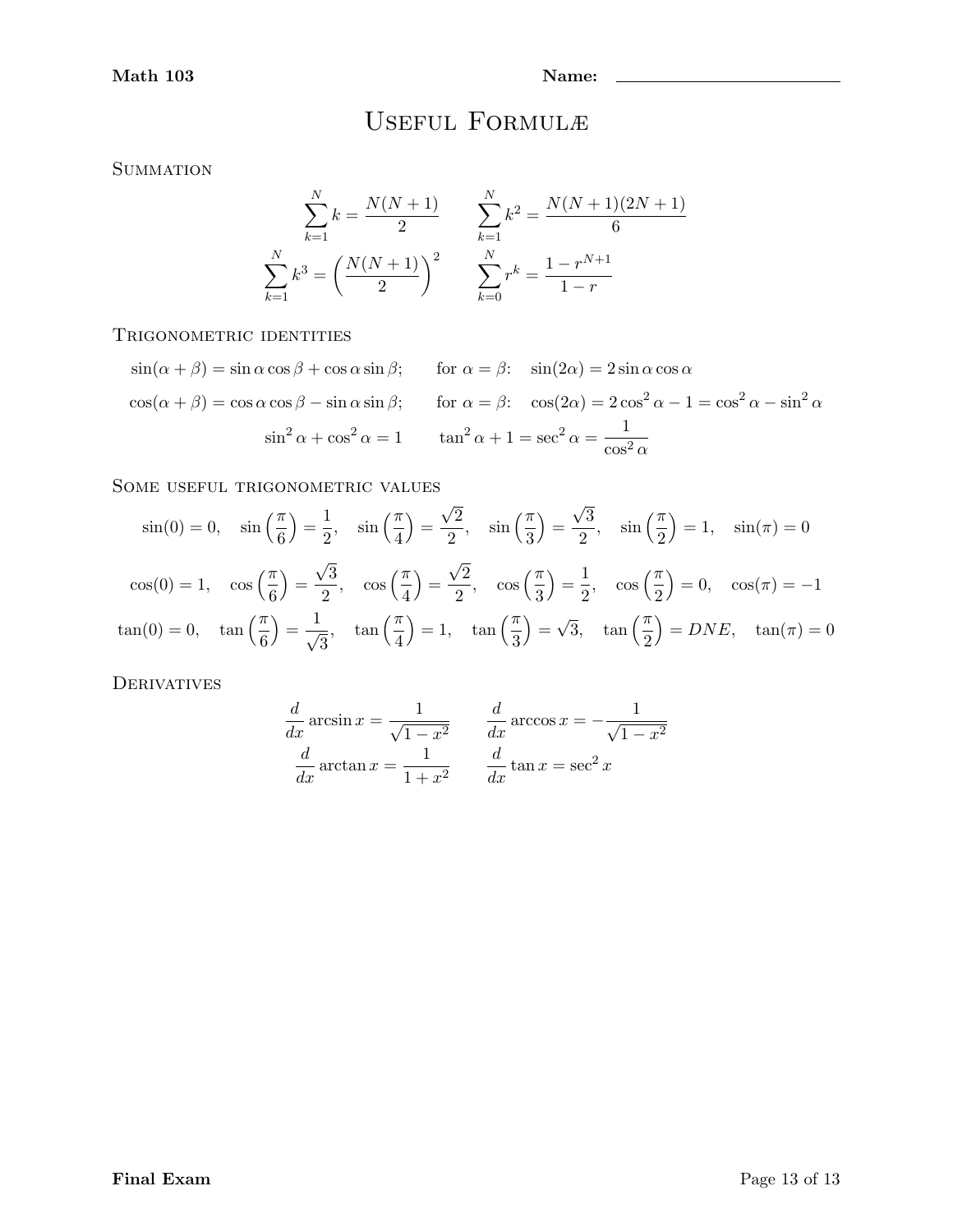Name: ________________________

# Useful Formulæ

## Summation

$$\sum_{k=1}^{N} k = \frac{N(N+1)}{2} \qquad \sum_{k=1}^{N} k^2 = \frac{N(N+1)(2N+1)}{6}$$

$$\sum_{k=1}^{N} k^3 = \left(\frac{N(N+1)}{2}\right)^2 \qquad \sum_{k=0}^{N} r^k = \frac{1-r^{N+1}}{1-r}$$

## Trigonometric identities

$$\sin(\alpha+\beta) = \sin\alpha\cos\beta + \cos\alpha\sin\beta; \qquad \text{for } \alpha=\beta: \quad \sin(2\alpha) = 2\sin\alpha\cos\alpha$$

$$\cos(\alpha+\beta) = \cos\alpha\cos\beta - \sin\alpha\sin\beta; \qquad \text{for } \alpha=\beta: \quad \cos(2\alpha) = 2\cos^2\alpha - 1 = \cos^2\alpha - \sin^2\alpha$$

$$\sin^2\alpha + \cos^2\alpha = 1 \qquad \tan^2\alpha + 1 = \sec^2\alpha = \frac{1}{\cos^2\alpha}$$

## Some useful trigonometric values

$$\sin(0) = 0, \quad \sin\left(\frac{\pi}{6}\right) = \frac{1}{2}, \quad \sin\left(\frac{\pi}{4}\right) = \frac{\sqrt{2}}{2}, \quad \sin\left(\frac{\pi}{3}\right) = \frac{\sqrt{3}}{2}, \quad \sin\left(\frac{\pi}{2}\right) = 1, \quad \sin(\pi) = 0$$

$$\cos(0) = 1, \quad \cos\left(\frac{\pi}{6}\right) = \frac{\sqrt{3}}{2}, \quad \cos\left(\frac{\pi}{4}\right) = \frac{\sqrt{2}}{2}, \quad \cos\left(\frac{\pi}{3}\right) = \frac{1}{2}, \quad \cos\left(\frac{\pi}{2}\right) = 0, \quad \cos(\pi) = -1$$

$$\tan(0) = 0, \quad \tan\left(\frac{\pi}{6}\right) = \frac{1}{\sqrt{3}}, \quad \tan\left(\frac{\pi}{4}\right) = 1, \quad \tan\left(\frac{\pi}{3}\right) = \sqrt{3}, \quad \tan\left(\frac{\pi}{2}\right) = DNE, \quad \tan(\pi) = 0$$

## Derivatives

$$\frac{d}{dx}\arcsin x = \frac{1}{\sqrt{1-x^2}} \qquad \frac{d}{dx}\arccos x = -\frac{1}{\sqrt{1-x^2}}$$

$$\frac{d}{dx}\arctan x = \frac{1}{1+x^2} \qquad \frac{d}{dx}\tan x = \sec^2 x$$